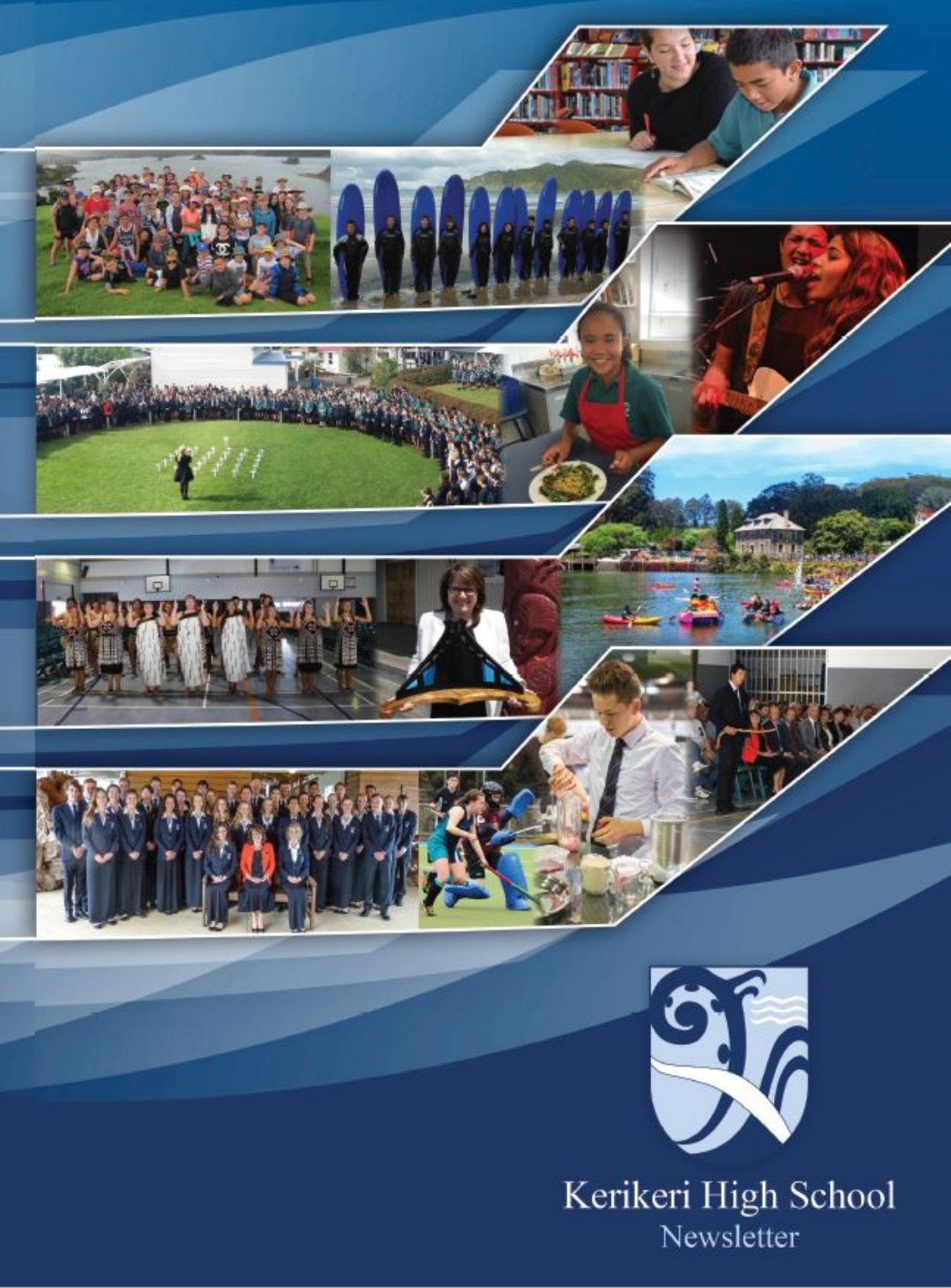Kerikeri High School

Newsletter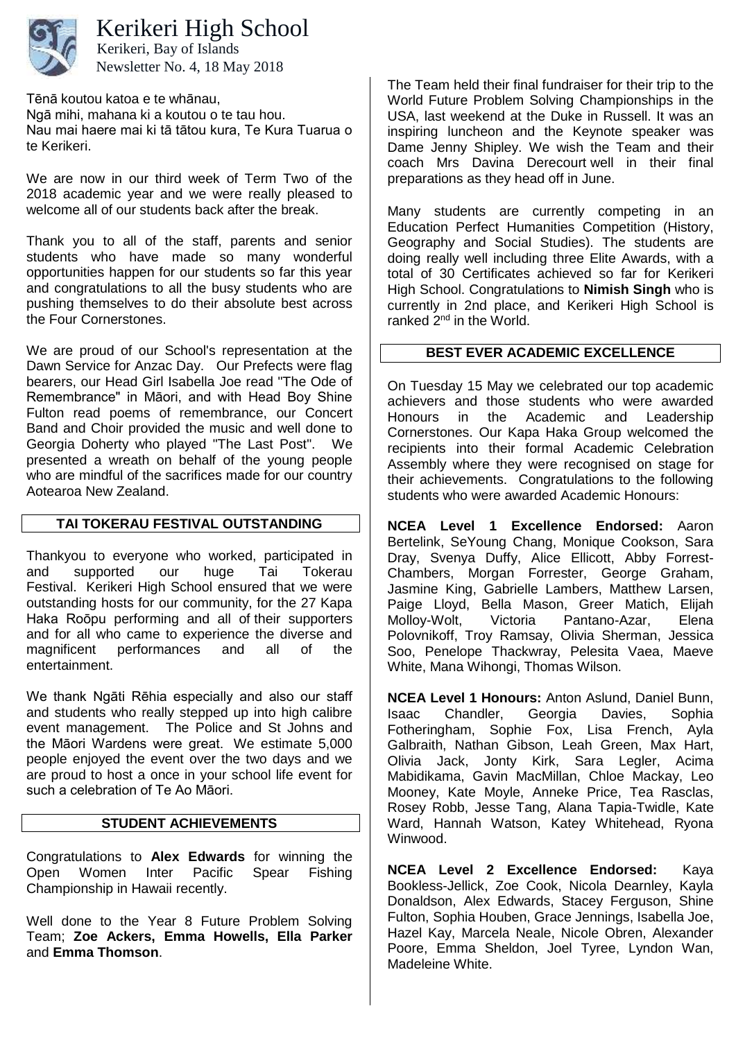# Kerikeri High School

Kerikeri, Bay of Islands
Newsletter No. 4, 18 May 2018

Tēnā koutou katoa e te whānau,
Ngā mihi, mahana ki a koutou o te tau hou.
Nau mai haere mai ki tā tātou kura, Te Kura Tuarua o te Kerikeri.

We are now in our third week of Term Two of the 2018 academic year and we were really pleased to welcome all of our students back after the break.

Thank you to all of the staff, parents and senior students who have made so many wonderful opportunities happen for our students so far this year and congratulations to all the busy students who are pushing themselves to do their absolute best across the Four Cornerstones.

We are proud of our School's representation at the Dawn Service for Anzac Day. Our Prefects were flag bearers, our Head Girl Isabella Joe read "The Ode of Remembrance" in Māori, and with Head Boy Shine Fulton read poems of remembrance, our Concert Band and Choir provided the music and well done to Georgia Doherty who played "The Last Post". We presented a wreath on behalf of the young people who are mindful of the sacrifices made for our country Aotearoa New Zealand.

## TAI TOKERAU FESTIVAL OUTSTANDING

Thankyou to everyone who worked, participated in and supported our huge Tai Tokerau Festival. Kerikeri High School ensured that we were outstanding hosts for our community, for the 27 Kapa Haka Roōpu performing and all of their supporters and for all who came to experience the diverse and magnificent performances and all of the entertainment.

We thank Ngāti Rēhia especially and also our staff and students who really stepped up into high calibre event management. The Police and St Johns and the Māori Wardens were great. We estimate 5,000 people enjoyed the event over the two days and we are proud to host a once in your school life event for such a celebration of Te Ao Māori.

## STUDENT ACHIEVEMENTS

Congratulations to **Alex Edwards** for winning the Open Women Inter Pacific Spear Fishing Championship in Hawaii recently.

Well done to the Year 8 Future Problem Solving Team; **Zoe Ackers, Emma Howells, Ella Parker** and **Emma Thomson**.

The Team held their final fundraiser for their trip to the World Future Problem Solving Championships in the USA, last weekend at the Duke in Russell. It was an inspiring luncheon and the Keynote speaker was Dame Jenny Shipley. We wish the Team and their coach Mrs Davina Derecourt well in their final preparations as they head off in June.

Many students are currently competing in an Education Perfect Humanities Competition (History, Geography and Social Studies). The students are doing really well including three Elite Awards, with a total of 30 Certificates achieved so far for Kerikeri High School. Congratulations to **Nimish Singh** who is currently in 2nd place, and Kerikeri High School is ranked 2nd in the World.

## BEST EVER ACADEMIC EXCELLENCE

On Tuesday 15 May we celebrated our top academic achievers and those students who were awarded Honours in the Academic and Leadership Cornerstones. Our Kapa Haka Group welcomed the recipients into their formal Academic Celebration Assembly where they were recognised on stage for their achievements. Congratulations to the following students who were awarded Academic Honours:

**NCEA Level 1 Excellence Endorsed:** Aaron Bertelink, SeYoung Chang, Monique Cookson, Sara Dray, Svenya Duffy, Alice Ellicott, Abby Forrest-Chambers, Morgan Forrester, George Graham, Jasmine King, Gabrielle Lambers, Matthew Larsen, Paige Lloyd, Bella Mason, Greer Matich, Elijah Molloy-Wolt, Victoria Pantano-Azar, Elena Polovnikoff, Troy Ramsay, Olivia Sherman, Jessica Soo, Penelope Thackwray, Pelesita Vaea, Maeve White, Mana Wihongi, Thomas Wilson.

**NCEA Level 1 Honours:** Anton Aslund, Daniel Bunn, Isaac Chandler, Georgia Davies, Sophia Fotheringham, Sophie Fox, Lisa French, Ayla Galbraith, Nathan Gibson, Leah Green, Max Hart, Olivia Jack, Jonty Kirk, Sara Legler, Acima Mabidikama, Gavin MacMillan, Chloe Mackay, Leo Mooney, Kate Moyle, Anneke Price, Tea Rasclas, Rosey Robb, Jesse Tang, Alana Tapia-Twidle, Kate Ward, Hannah Watson, Katey Whitehead, Ryona Winwood.

**NCEA Level 2 Excellence Endorsed:** Kaya Bookless-Jellick, Zoe Cook, Nicola Dearnley, Kayla Donaldson, Alex Edwards, Stacey Ferguson, Shine Fulton, Sophia Houben, Grace Jennings, Isabella Joe, Hazel Kay, Marcela Neale, Nicole Obren, Alexander Poore, Emma Sheldon, Joel Tyree, Lyndon Wan, Madeleine White.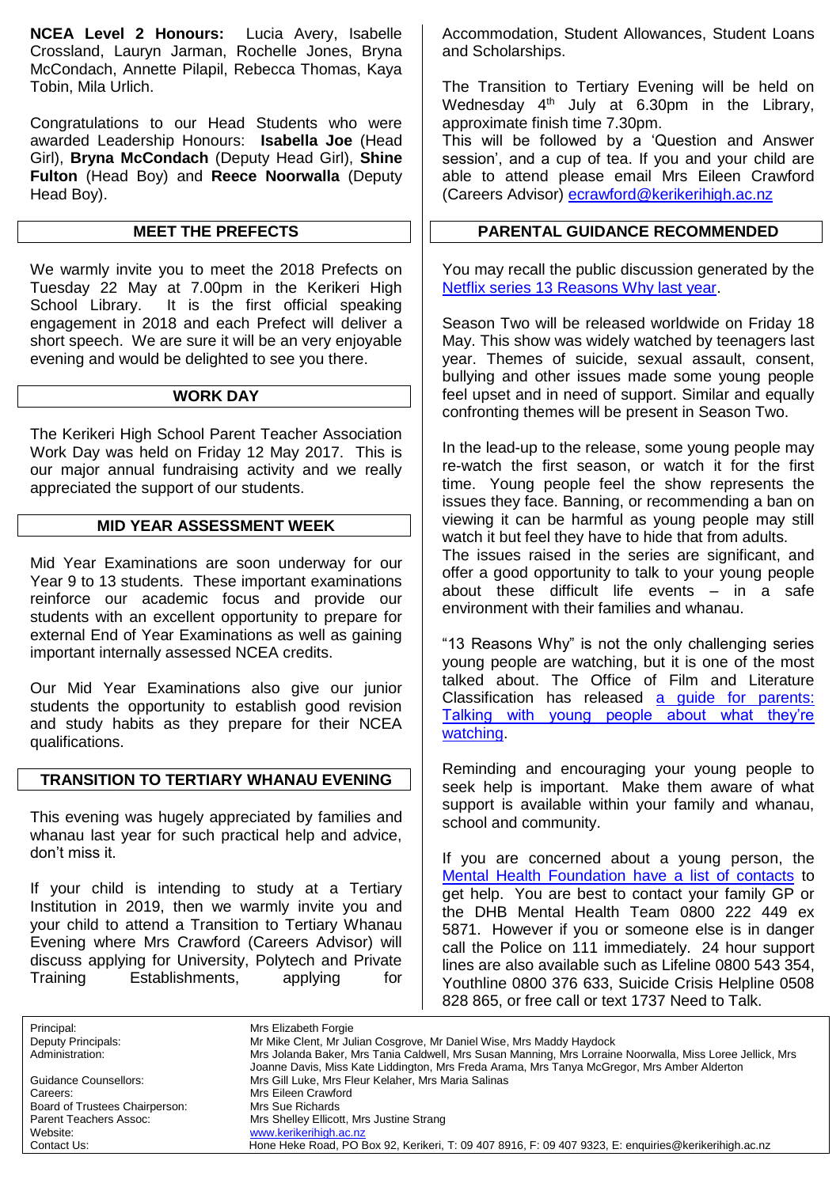**NCEA Level 2 Honours:** Lucia Avery, Isabelle Crossland, Lauryn Jarman, Rochelle Jones, Bryna McCondach, Annette Pilapil, Rebecca Thomas, Kaya Tobin, Mila Urlich.

Congratulations to our Head Students who were awarded Leadership Honours: **Isabella Joe** (Head Girl), **Bryna McCondach** (Deputy Head Girl), **Shine Fulton** (Head Boy) and **Reece Noorwalla** (Deputy Head Boy).

## MEET THE PREFECTS

We warmly invite you to meet the 2018 Prefects on Tuesday 22 May at 7.00pm in the Kerikeri High School Library. It is the first official speaking engagement in 2018 and each Prefect will deliver a short speech. We are sure it will be an very enjoyable evening and would be delighted to see you there.

## WORK DAY

The Kerikeri High School Parent Teacher Association Work Day was held on Friday 12 May 2017. This is our major annual fundraising activity and we really appreciated the support of our students.

## MID YEAR ASSESSMENT WEEK

Mid Year Examinations are soon underway for our Year 9 to 13 students. These important examinations reinforce our academic focus and provide our students with an excellent opportunity to prepare for external End of Year Examinations as well as gaining important internally assessed NCEA credits.

Our Mid Year Examinations also give our junior students the opportunity to establish good revision and study habits as they prepare for their NCEA qualifications.

## TRANSITION TO TERTIARY WHANAU EVENING

This evening was hugely appreciated by families and whanau last year for such practical help and advice, don't miss it.

If your child is intending to study at a Tertiary Institution in 2019, then we warmly invite you and your child to attend a Transition to Tertiary Whanau Evening where Mrs Crawford (Careers Advisor) will discuss applying for University, Polytech and Private Training Establishments, applying for Accommodation, Student Allowances, Student Loans and Scholarships.

The Transition to Tertiary Evening will be held on Wednesday 4th July at 6.30pm in the Library, approximate finish time 7.30pm.
This will be followed by a 'Question and Answer session', and a cup of tea. If you and your child are able to attend please email Mrs Eileen Crawford (Careers Advisor) ecrawford@kerikerihigh.ac.nz

## PARENTAL GUIDANCE RECOMMENDED

You may recall the public discussion generated by the Netflix series 13 Reasons Why last year.

Season Two will be released worldwide on Friday 18 May. This show was widely watched by teenagers last year. Themes of suicide, sexual assault, consent, bullying and other issues made some young people feel upset and in need of support. Similar and equally confronting themes will be present in Season Two.

In the lead-up to the release, some young people may re-watch the first season, or watch it for the first time. Young people feel the show represents the issues they face. Banning, or recommending a ban on viewing it can be harmful as young people may still watch it but feel they have to hide that from adults.
The issues raised in the series are significant, and offer a good opportunity to talk to your young people about these difficult life events – in a safe environment with their families and whanau.

"13 Reasons Why" is not the only challenging series young people are watching, but it is one of the most talked about. The Office of Film and Literature Classification has released a guide for parents: Talking with young people about what they're watching.

Reminding and encouraging your young people to seek help is important. Make them aware of what support is available within your family and whanau, school and community.

If you are concerned about a young person, the Mental Health Foundation have a list of contacts to get help. You are best to contact your family GP or the DHB Mental Health Team 0800 222 449 ex 5871. However if you or someone else is in danger call the Police on 111 immediately. 24 hour support lines are also available such as Lifeline 0800 543 354, Youthline 0800 376 633, Suicide Crisis Helpline 0508 828 865, or free call or text 1737 Need to Talk.

| | |
|---|---|
| Principal: | Mrs Elizabeth Forgie |
| Deputy Principals: | Mr Mike Clent, Mr Julian Cosgrove, Mr Daniel Wise, Mrs Maddy Haydock |
| Administration: | Mrs Jolanda Baker, Mrs Tania Caldwell, Mrs Susan Manning, Mrs Lorraine Noorwalla, Miss Loree Jellick, Mrs Joanne Davis, Miss Kate Liddington, Mrs Freda Arama, Mrs Tanya McGregor, Mrs Amber Alderton |
| Guidance Counsellors: | Mrs Gill Luke, Mrs Fleur Kelaher, Mrs Maria Salinas |
| Careers: | Mrs Eileen Crawford |
| Board of Trustees Chairperson: | Mrs Sue Richards |
| Parent Teachers Assoc: | Mrs Shelley Ellicott, Mrs Justine Strang |
| Website: | www.kerikerihigh.ac.nz |
| Contact Us: | Hone Heke Road, PO Box 92, Kerikeri, T: 09 407 8916, F: 09 407 9323, E: enquiries@kerikerihigh.ac.nz |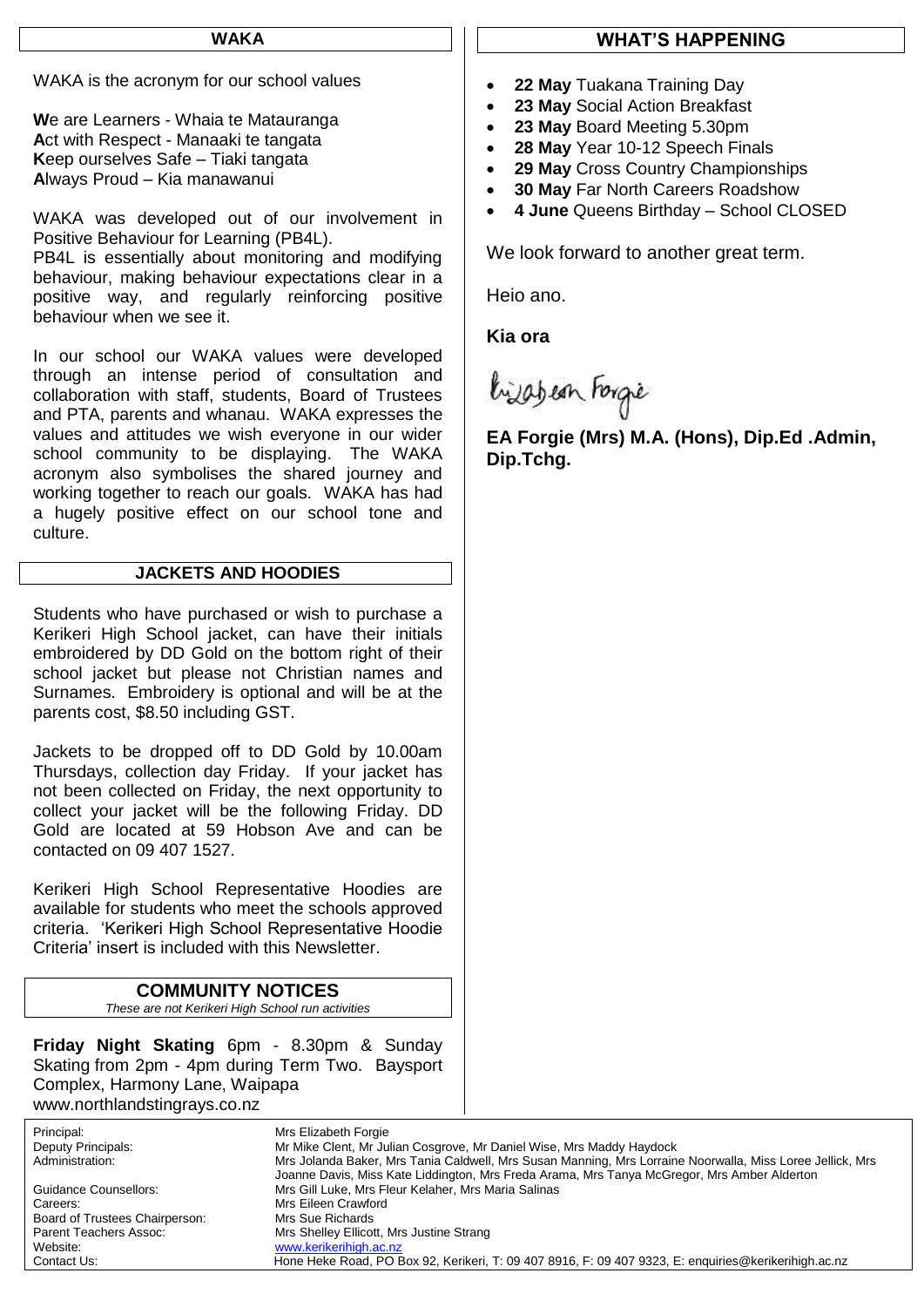## WAKA

WAKA is the acronym for our school values

**W**e are Learners - Whaia te Matauranga
**A**ct with Respect - Manaaki te tangata
**K**eep ourselves Safe – Tiaki tangata
**A**lways Proud – Kia manawanui

WAKA was developed out of our involvement in Positive Behaviour for Learning (PB4L).
PB4L is essentially about monitoring and modifying behaviour, making behaviour expectations clear in a positive way, and regularly reinforcing positive behaviour when we see it.

In our school our WAKA values were developed through an intense period of consultation and collaboration with staff, students, Board of Trustees and PTA, parents and whanau. WAKA expresses the values and attitudes we wish everyone in our wider school community to be displaying. The WAKA acronym also symbolises the shared journey and working together to reach our goals. WAKA has had a hugely positive effect on our school tone and culture.

## JACKETS AND HOODIES

Students who have purchased or wish to purchase a Kerikeri High School jacket, can have their initials embroidered by DD Gold on the bottom right of their school jacket but please not Christian names and Surnames. Embroidery is optional and will be at the parents cost, $8.50 including GST.

Jackets to be dropped off to DD Gold by 10.00am Thursdays, collection day Friday. If your jacket has not been collected on Friday, the next opportunity to collect your jacket will be the following Friday. DD Gold are located at 59 Hobson Ave and can be contacted on 09 407 1527.

Kerikeri High School Representative Hoodies are available for students who meet the schools approved criteria. 'Kerikeri High School Representative Hoodie Criteria' insert is included with this Newsletter.

## COMMUNITY NOTICES

*These are not Kerikeri High School run activities*

**Friday Night Skating** 6pm - 8.30pm & Sunday Skating from 2pm - 4pm during Term Two. Baysport Complex, Harmony Lane, Waipapa
www.northlandstingrays.co.nz

## WHAT'S HAPPENING

- **22 May** Tuakana Training Day
- **23 May** Social Action Breakfast
- **23 May** Board Meeting 5.30pm
- **28 May** Year 10-12 Speech Finals
- **29 May** Cross Country Championships
- **30 May** Far North Careers Roadshow
- **4 June** Queens Birthday – School CLOSED

We look forward to another great term.

Heio ano.

**Kia ora**

Elizabeth Forgie

**EA Forgie (Mrs) M.A. (Hons), Dip.Ed .Admin, Dip.Tchg.**

| | |
|---|---|
| Principal: | Mrs Elizabeth Forgie |
| Deputy Principals: | Mr Mike Clent, Mr Julian Cosgrove, Mr Daniel Wise, Mrs Maddy Haydock |
| Administration: | Mrs Jolanda Baker, Mrs Tania Caldwell, Mrs Susan Manning, Mrs Lorraine Noorwalla, Miss Loree Jellick, Mrs Joanne Davis, Miss Kate Liddington, Mrs Freda Arama, Mrs Tanya McGregor, Mrs Amber Alderton |
| Guidance Counsellors: | Mrs Gill Luke, Mrs Fleur Kelaher, Mrs Maria Salinas |
| Careers: | Mrs Eileen Crawford |
| Board of Trustees Chairperson: | Mrs Sue Richards |
| Parent Teachers Assoc: | Mrs Shelley Ellicott, Mrs Justine Strang |
| Website: | www.kerikerihigh.ac.nz |
| Contact Us: | Hone Heke Road, PO Box 92, Kerikeri, T: 09 407 8916, F: 09 407 9323, E: enquiries@kerikerihigh.ac.nz |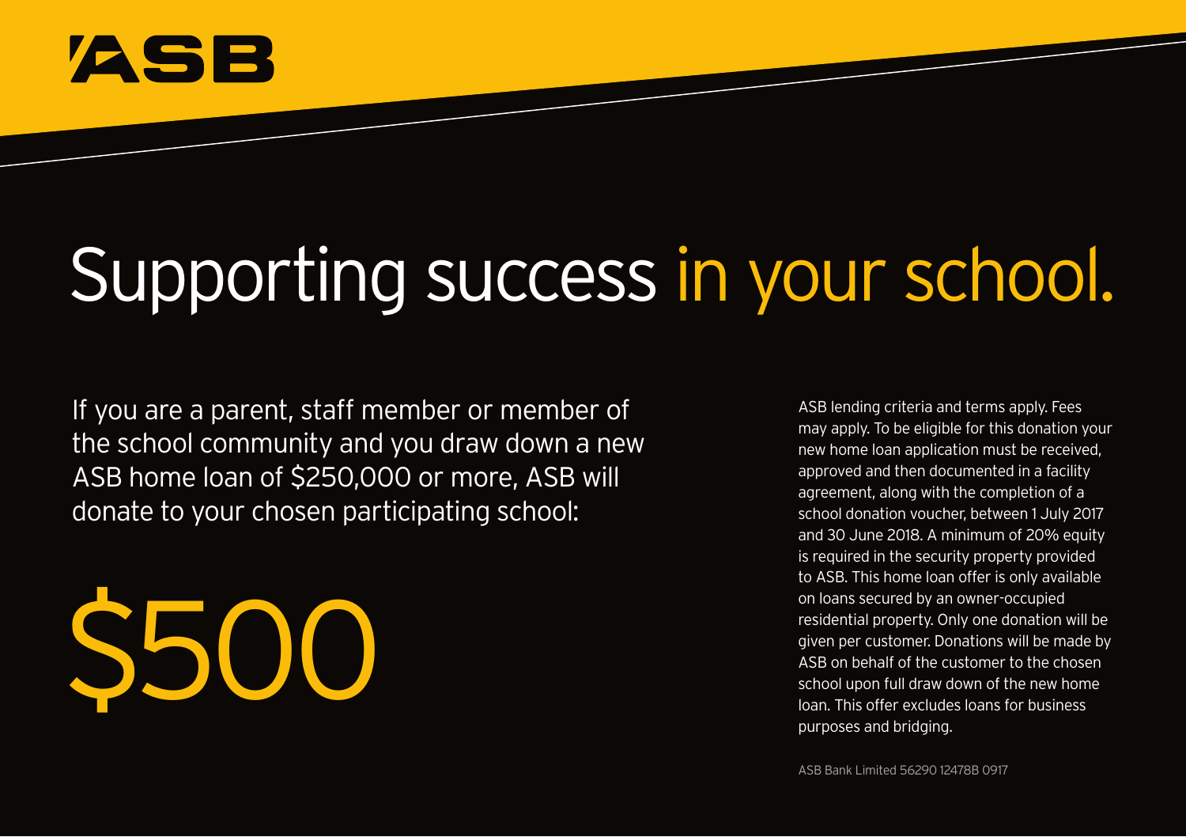ASB

# Supporting success in your school.

If you are a parent, staff member or member of the school community and you draw down a new ASB home loan of $250,000 or more, ASB will donate to your chosen participating school:

# $500

ASB lending criteria and terms apply. Fees may apply. To be eligible for this donation your new home loan application must be received, approved and then documented in a facility agreement, along with the completion of a school donation voucher, between 1 July 2017 and 30 June 2018. A minimum of 20% equity is required in the security property provided to ASB. This home loan offer is only available on loans secured by an owner-occupied residential property. Only one donation will be given per customer. Donations will be made by ASB on behalf of the customer to the chosen school upon full draw down of the new home loan. This offer excludes loans for business purposes and bridging.

ASB Bank Limited 56290 12478B 0917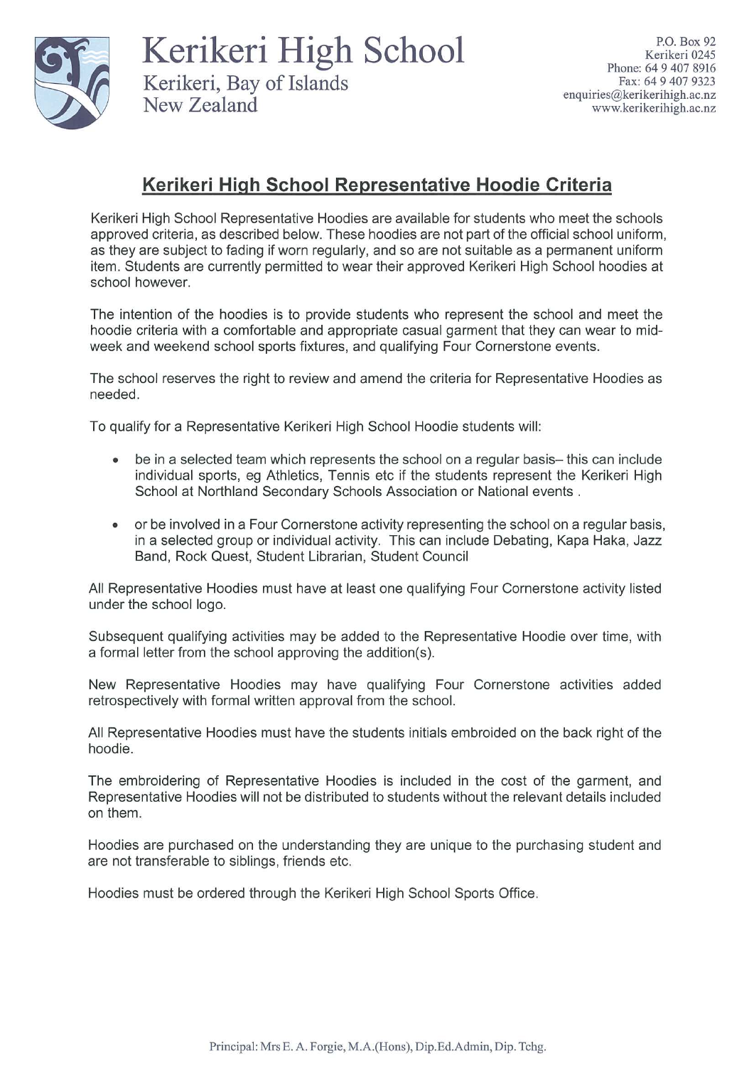# Kerikeri High School

Kerikeri, Bay of Islands
New Zealand

P.O. Box 92
Kerikeri 0245
Phone: 64 9 407 8916
Fax: 64 9 407 9323
enquiries@kerikerihigh.ac.nz
www.kerikerihigh.ac.nz

## Kerikeri High School Representative Hoodie Criteria

Kerikeri High School Representative Hoodies are available for students who meet the schools approved criteria, as described below. These hoodies are not part of the official school uniform, as they are subject to fading if worn regularly, and so are not suitable as a permanent uniform item. Students are currently permitted to wear their approved Kerikeri High School hoodies at school however.

The intention of the hoodies is to provide students who represent the school and meet the hoodie criteria with a comfortable and appropriate casual garment that they can wear to mid-week and weekend school sports fixtures, and qualifying Four Cornerstone events.

The school reserves the right to review and amend the criteria for Representative Hoodies as needed.

To qualify for a Representative Kerikeri High School Hoodie students will:

- be in a selected team which represents the school on a regular basis– this can include individual sports, eg Athletics, Tennis etc if the students represent the Kerikeri High School at Northland Secondary Schools Association or National events .
- or be involved in a Four Cornerstone activity representing the school on a regular basis, in a selected group or individual activity. This can include Debating, Kapa Haka, Jazz Band, Rock Quest, Student Librarian, Student Council

All Representative Hoodies must have at least one qualifying Four Cornerstone activity listed under the school logo.

Subsequent qualifying activities may be added to the Representative Hoodie over time, with a formal letter from the school approving the addition(s).

New Representative Hoodies may have qualifying Four Cornerstone activities added retrospectively with formal written approval from the school.

All Representative Hoodies must have the students initials embroided on the back right of the hoodie.

The embroidering of Representative Hoodies is included in the cost of the garment, and Representative Hoodies will not be distributed to students without the relevant details included on them.

Hoodies are purchased on the understanding they are unique to the purchasing student and are not transferable to siblings, friends etc.

Hoodies must be ordered through the Kerikeri High School Sports Office.

Principal: Mrs E. A. Forgie, M.A.(Hons), Dip.Ed.Admin, Dip. Tchg.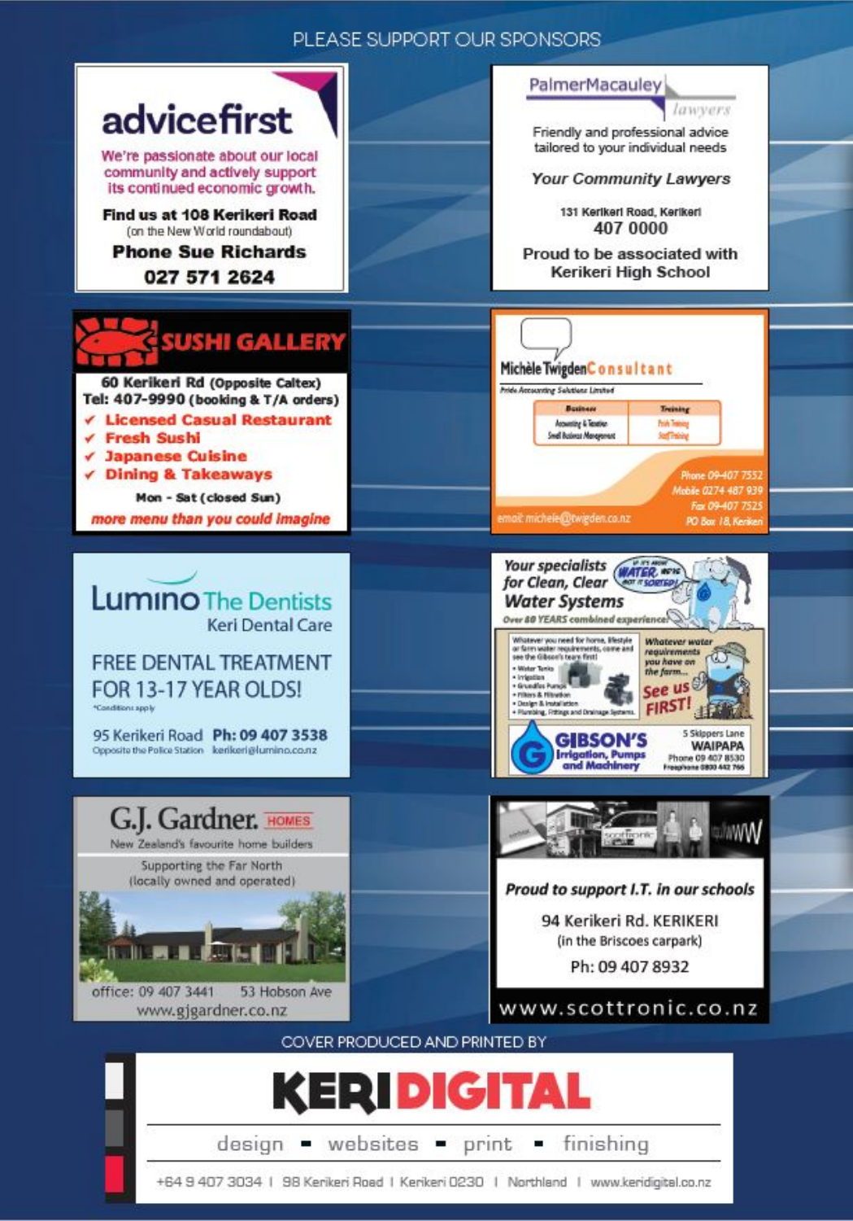PLEASE SUPPORT OUR SPONSORS

## advicefirst

We're passionate about our local community and actively support its continued economic growth.

**Find us at 108 Kerikeri Road**
(on the New World roundabout)

**Phone Sue Richards**
**027 571 2624**

## PalmerMacauley lawyers

Friendly and professional advice tailored to your individual needs

***Your Community Lawyers***

**131 Kerikeri Road, Kerikeri**
**407 0000**

**Proud to be associated with Kerikeri High School**

## SUSHI GALLERY

**60 Kerikeri Rd (Opposite Caltex)**
**Tel: 407-9990 (booking & T/A orders)**

- ✓ Licensed Casual Restaurant
- ✓ Fresh Sushi
- ✓ Japanese Cuisine
- ✓ Dining & Takeaways

**Mon - Sat (closed Sun)**

***more menu than you could imagine***

## Michèle Twigden Consultant

Pride Accounting Solutions Limited

| Business | Training |
| --- | --- |
| Accounting & Taxation<br>Small Business Management | Pitch Training<br>Staff Training |

Phone 09-407 7552
Mobile 0274 487 939
Fax 09-407 7525
PO Box 18, Kerikeri

email: michele@twigden.co.nz

## Lumino The Dentists

Keri Dental Care

FREE DENTAL TREATMENT FOR 13-17 YEAR OLDS!
*Conditions apply

95 Kerikeri Road **Ph: 09 407 3538**
Opposite the Police Station kerikeri@lumino.co.nz

## Your specialists for Clean, Clear Water Systems

If it's about WATER we've got it SORTED!

*Over 80 YEARS combined experience!*

Whatever you need for home, lifestyle or farm water requirements, come and see the Gibson's team first!

- Water Tanks
- Irrigation
- Grundfos Pumps
- Filters & Filtration
- Design & Installation
- Plumbing, Fittings and Drainage Systems

Whatever water requirements you have on the farm...

**See us FIRST!**

**GIBSON'S Irrigation, Pumps and Machinery**

5 Skippers Lane
WAIPAPA
Phone 09 407 8530
Freephone 0800 442 766

## G.J. Gardner. HOMES

New Zealand's favourite home builders

Supporting the Far North
(locally owned and operated)

office: 09 407 3441 53 Hobson Ave
www.gjgardner.co.nz

## Scottronic

***Proud to support I.T. in our schools***

94 Kerikeri Rd. KERIKERI
(in the Briscoes carpark)
Ph: 09 407 8932

www.scottronic.co.nz

COVER PRODUCED AND PRINTED BY

## KERI DIGITAL

design ▪ websites ▪ print ▪ finishing

+64 9 407 3034 | 98 Kerikeri Road | Kerikeri 0230 | Northland | www.keridigital.co.nz